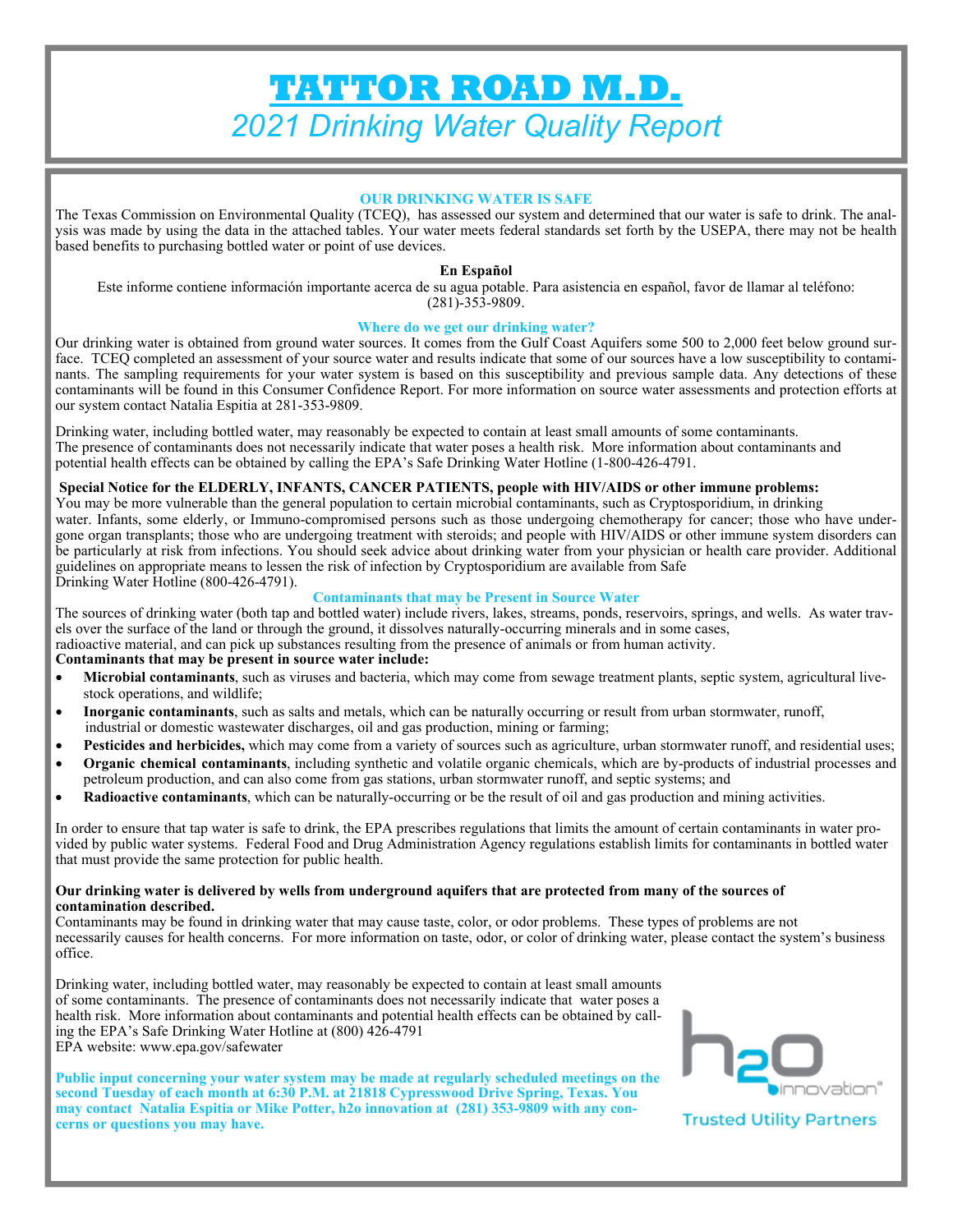# TATTOR ROAD M.D.

*2021 Drinking Water Quality Report*

### OUR DRINKING WATER IS SAFE

The Texas Commission on Environmental Quality (TCEQ), has assessed our system and determined that our water is safe to drink. The analysis was made by using the data in the attached tables. Your water meets federal standards set forth by the USEPA, there may not be health based benefits to purchasing bottled water or point of use devices.

**En Español**

Este informe contiene información importante acerca de su agua potable. Para asistencia en español, favor de llamar al teléfono: (281)-353-9809.

### Where do we get our drinking water?

Our drinking water is obtained from ground water sources. It comes from the Gulf Coast Aquifers some 500 to 2,000 feet below ground surface. TCEQ completed an assessment of your source water and results indicate that some of our sources have a low susceptibility to contaminants. The sampling requirements for your water system is based on this susceptibility and previous sample data. Any detections of these contaminants will be found in this Consumer Confidence Report. For more information on source water assessments and protection efforts at our system contact Natalia Espitia at 281-353-9809.

Drinking water, including bottled water, may reasonably be expected to contain at least small amounts of some contaminants. The presence of contaminants does not necessarily indicate that water poses a health risk. More information about contaminants and potential health effects can be obtained by calling the EPA's Safe Drinking Water Hotline (1-800-426-4791.

**Special Notice for the ELDERLY, INFANTS, CANCER PATIENTS, people with HIV/AIDS or other immune problems:**
You may be more vulnerable than the general population to certain microbial contaminants, such as Cryptosporidium, in drinking water. Infants, some elderly, or Immuno-compromised persons such as those undergoing chemotherapy for cancer; those who have undergone organ transplants; those who are undergoing treatment with steroids; and people with HIV/AIDS or other immune system disorders can be particularly at risk from infections. You should seek advice about drinking water from your physician or health care provider. Additional guidelines on appropriate means to lessen the risk of infection by Cryptosporidium are available from Safe Drinking Water Hotline (800-426-4791).

### Contaminants that may be Present in Source Water

The sources of drinking water (both tap and bottled water) include rivers, lakes, streams, ponds, reservoirs, springs, and wells. As water travels over the surface of the land or through the ground, it dissolves naturally-occurring minerals and in some cases, radioactive material, and can pick up substances resulting from the presence of animals or from human activity.

**Contaminants that may be present in source water include:**

- **Microbial contaminants**, such as viruses and bacteria, which may come from sewage treatment plants, septic system, agricultural livestock operations, and wildlife;
- **Inorganic contaminants**, such as salts and metals, which can be naturally occurring or result from urban stormwater, runoff, industrial or domestic wastewater discharges, oil and gas production, mining or farming;
- **Pesticides and herbicides,** which may come from a variety of sources such as agriculture, urban stormwater runoff, and residential uses;
- **Organic chemical contaminants**, including synthetic and volatile organic chemicals, which are by-products of industrial processes and petroleum production, and can also come from gas stations, urban stormwater runoff, and septic systems; and
- **Radioactive contaminants**, which can be naturally-occurring or be the result of oil and gas production and mining activities.

In order to ensure that tap water is safe to drink, the EPA prescribes regulations that limits the amount of certain contaminants in water provided by public water systems. Federal Food and Drug Administration Agency regulations establish limits for contaminants in bottled water that must provide the same protection for public health.

**Our drinking water is delivered by wells from underground aquifers that are protected from many of the sources of contamination described.**
Contaminants may be found in drinking water that may cause taste, color, or odor problems. These types of problems are not necessarily causes for health concerns. For more information on taste, odor, or color of drinking water, please contact the system's business office.

Drinking water, including bottled water, may reasonably be expected to contain at least small amounts of some contaminants. The presence of contaminants does not necessarily indicate that water poses a health risk. More information about contaminants and potential health effects can be obtained by calling the EPA's Safe Drinking Water Hotline at (800) 426-4791
EPA website: www.epa.gov/safewater

**Public input concerning your water system may be made at regularly scheduled meetings on the second Tuesday of each month at 6:30 P.M. at 21818 Cypresswood Drive Spring, Texas. You may contact Natalia Espitia or Mike Potter, h2o innovation at (281) 353-9809 with any concerns or questions you may have.**

h2o innovation®
Trusted Utility Partners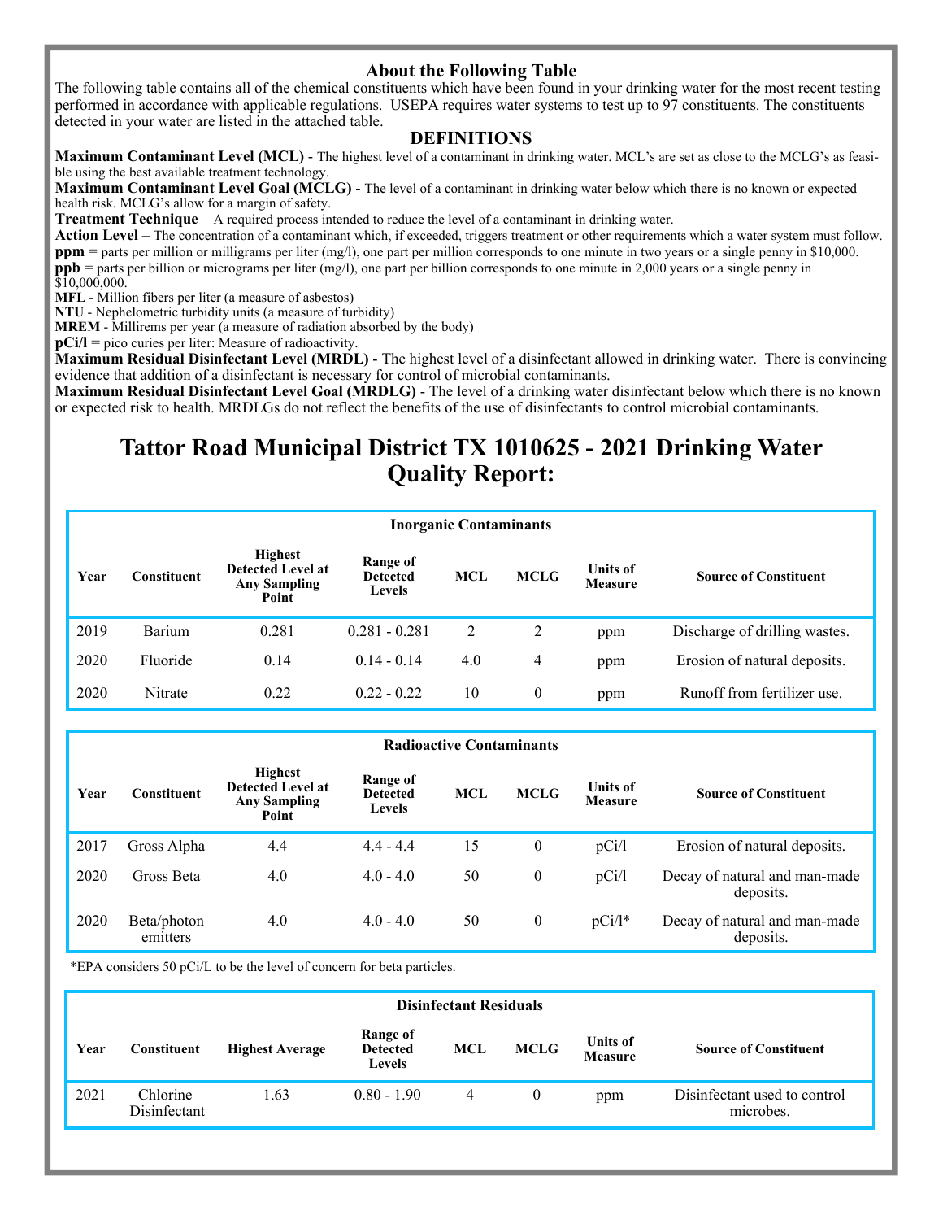## About the Following Table

The following table contains all of the chemical constituents which have been found in your drinking water for the most recent testing performed in accordance with applicable regulations. USEPA requires water systems to test up to 97 constituents. The constituents detected in your water are listed in the attached table.

## DEFINITIONS

**Maximum Contaminant Level (MCL)** - The highest level of a contaminant in drinking water. MCL's are set as close to the MCLG's as feasible using the best available treatment technology.

**Maximum Contaminant Level Goal (MCLG)** - The level of a contaminant in drinking water below which there is no known or expected health risk. MCLG's allow for a margin of safety.

**Treatment Technique** – A required process intended to reduce the level of a contaminant in drinking water.

**Action Level** – The concentration of a contaminant which, if exceeded, triggers treatment or other requirements which a water system must follow.

**ppm** = parts per million or milligrams per liter (mg/l), one part per million corresponds to one minute in two years or a single penny in $10,000.

**ppb** = parts per billion or micrograms per liter (mg/l), one part per billion corresponds to one minute in 2,000 years or a single penny in $10,000,000.

**MFL** - Million fibers per liter (a measure of asbestos)

**NTU** - Nephelometric turbidity units (a measure of turbidity)

**MREM** - Millirems per year (a measure of radiation absorbed by the body)

**pCi/l** = pico curies per liter: Measure of radioactivity.

**Maximum Residual Disinfectant Level (MRDL)** - The highest level of a disinfectant allowed in drinking water. There is convincing evidence that addition of a disinfectant is necessary for control of microbial contaminants.

**Maximum Residual Disinfectant Level Goal (MRDLG)** - The level of a drinking water disinfectant below which there is no known or expected risk to health. MRDLGs do not reflect the benefits of the use of disinfectants to control microbial contaminants.

# Tattor Road Municipal District TX 1010625 - 2021 Drinking Water Quality Report:

**Inorganic Contaminants**

| Year | Constituent | Highest Detected Level at Any Sampling Point | Range of Detected Levels | MCL | MCLG | Units of Measure | Source of Constituent |
|---|---|---|---|---|---|---|---|
| 2019 | Barium | 0.281 | 0.281 - 0.281 | 2 | 2 | ppm | Discharge of drilling wastes. |
| 2020 | Fluoride | 0.14 | 0.14 - 0.14 | 4.0 | 4 | ppm | Erosion of natural deposits. |
| 2020 | Nitrate | 0.22 | 0.22 - 0.22 | 10 | 0 | ppm | Runoff from fertilizer use. |

**Radioactive Contaminants**

| Year | Constituent | Highest Detected Level at Any Sampling Point | Range of Detected Levels | MCL | MCLG | Units of Measure | Source of Constituent |
|---|---|---|---|---|---|---|---|
| 2017 | Gross Alpha | 4.4 | 4.4 - 4.4 | 15 | 0 | pCi/l | Erosion of natural deposits. |
| 2020 | Gross Beta | 4.0 | 4.0 - 4.0 | 50 | 0 | pCi/l | Decay of natural and man-made deposits. |
| 2020 | Beta/photon emitters | 4.0 | 4.0 - 4.0 | 50 | 0 | pCi/l* | Decay of natural and man-made deposits. |

*EPA considers 50 pCi/L to be the level of concern for beta particles.

**Disinfectant Residuals**

| Year | Constituent | Highest Average | Range of Detected Levels | MCL | MCLG | Units of Measure | Source of Constituent |
|---|---|---|---|---|---|---|---|
| 2021 | Chlorine Disinfectant | 1.63 | 0.80 - 1.90 | 4 | 0 | ppm | Disinfectant used to control microbes. |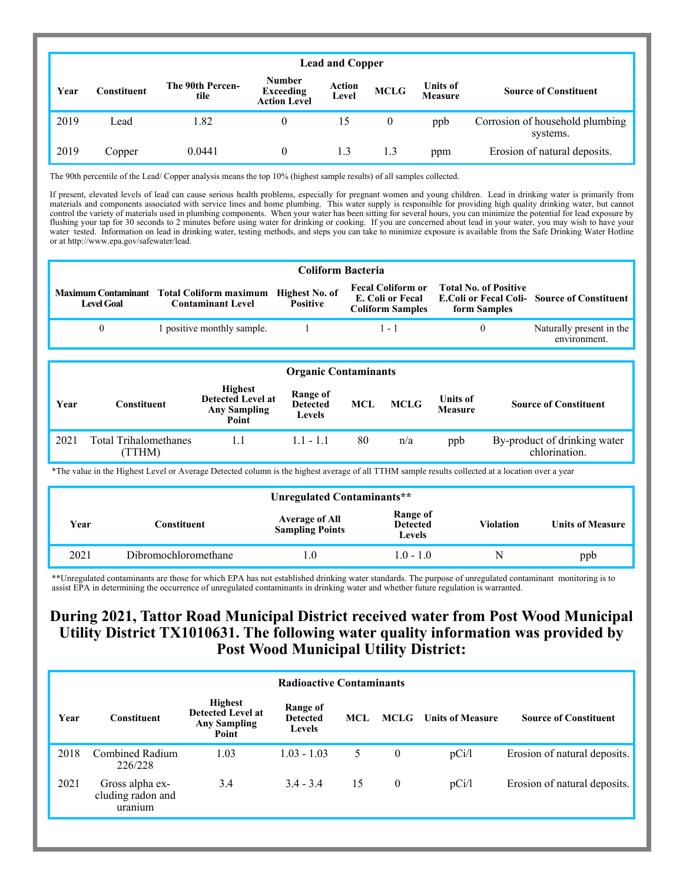| Lead and Copper | | | | | | | |
|---|---|---|---|---|---|---|---|
| Year | Constituent | The 90th Percentile | Number Exceeding Action Level | Action Level | MCLG | Units of Measure | Source of Constituent |
| 2019 | Lead | 1.82 | 0 | 15 | 0 | ppb | Corrosion of household plumbing systems. |
| 2019 | Copper | 0.0441 | 0 | 1.3 | 1.3 | ppm | Erosion of natural deposits. |

The 90th percentile of the Lead/ Copper analysis means the top 10% (highest sample results) of all samples collected.

If present, elevated levels of lead can cause serious health problems, especially for pregnant women and young children. Lead in drinking water is primarily from materials and components associated with service lines and home plumbing. This water supply is responsible for providing high quality drinking water, but cannot control the variety of materials used in plumbing components. When your water has been sitting for several hours, you can minimize the potential for lead exposure by flushing your tap for 30 seconds to 2 minutes before using water for drinking or cooking. If you are concerned about lead in your water, you may wish to have your water tested. Information on lead in drinking water, testing methods, and steps you can take to minimize exposure is available from the Safe Drinking Water Hotline or at http://www.epa.gov/safewater/lead.

| Coliform Bacteria | | | | | |
|---|---|---|---|---|---|
| Maximum Contaminant Level Goal | Total Coliform maximum Contaminant Level | Highest No. of Positive | Fecal Coliform or E. Coli or Fecal Coliform Samples | Total No. of Positive E.Coli or Fecal Coliform Samples | Source of Constituent |
| 0 | 1 positive monthly sample. | 1 | 1 - 1 | 0 | Naturally present in the environment. |

| Organic Contaminants | | | | | | | |
|---|---|---|---|---|---|---|---|
| Year | Constituent | Highest Detected Level at Any Sampling Point | Range of Detected Levels | MCL | MCLG | Units of Measure | Source of Constituent |
| 2021 | Total Trihalomethanes (TTHM) | 1.1 | 1.1 - 1.1 | 80 | n/a | ppb | By-product of drinking water chlorination. |

*The value in the Highest Level or Average Detected column is the highest average of all TTHM sample results collected at a location over a year

| Unregulated Contaminants** | | | | | |
|---|---|---|---|---|---|
| Year | Constituent | Average of All Sampling Points | Range of Detected Levels | Violation | Units of Measure |
| 2021 | Dibromochloromethane | 1.0 | 1.0 - 1.0 | N | ppb |

**Unregulated contaminants are those for which EPA has not established drinking water standards. The purpose of unregulated contaminant monitoring is to assist EPA in determining the occurrence of unregulated contaminants in drinking water and whether future regulation is warranted.

## During 2021, Tattor Road Municipal District received water from Post Wood Municipal Utility District TX1010631. The following water quality information was provided by Post Wood Municipal Utility District:

| Radioactive Contaminants | | | | | | | |
|---|---|---|---|---|---|---|---|
| Year | Constituent | Highest Detected Level at Any Sampling Point | Range of Detected Levels | MCL | MCLG | Units of Measure | Source of Constituent |
| 2018 | Combined Radium 226/228 | 1.03 | 1.03 - 1.03 | 5 | 0 | pCi/l | Erosion of natural deposits. |
| 2021 | Gross alpha excluding radon and uranium | 3.4 | 3.4 - 3.4 | 15 | 0 | pCi/l | Erosion of natural deposits. |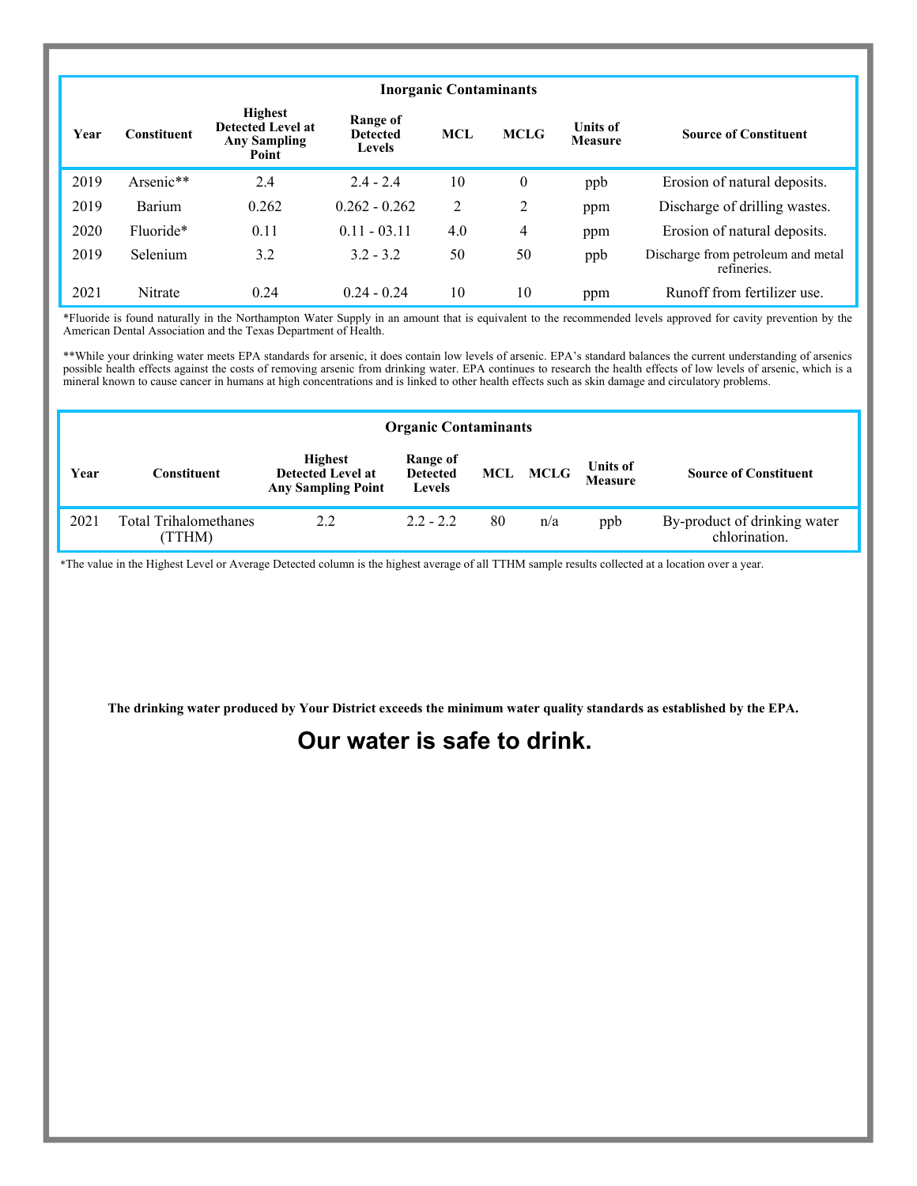| Inorganic Contaminants | | | | | | | |
|---|---|---|---|---|---|---|---|
| **Year** | **Constituent** | **Highest Detected Level at Any Sampling Point** | **Range of Detected Levels** | **MCL** | **MCLG** | **Units of Measure** | **Source of Constituent** |
| 2019 | Arsenic** | 2.4 | 2.4 - 2.4 | 10 | 0 | ppb | Erosion of natural deposits. |
| 2019 | Barium | 0.262 | 0.262 - 0.262 | 2 | 2 | ppm | Discharge of drilling wastes. |
| 2020 | Fluoride* | 0.11 | 0.11 - 03.11 | 4.0 | 4 | ppm | Erosion of natural deposits. |
| 2019 | Selenium | 3.2 | 3.2 - 3.2 | 50 | 50 | ppb | Discharge from petroleum and metal refineries. |
| 2021 | Nitrate | 0.24 | 0.24 - 0.24 | 10 | 10 | ppm | Runoff from fertilizer use. |

*Fluoride is found naturally in the Northampton Water Supply in an amount that is equivalent to the recommended levels approved for cavity prevention by the American Dental Association and the Texas Department of Health.

**While your drinking water meets EPA standards for arsenic, it does contain low levels of arsenic. EPA's standard balances the current understanding of arsenics possible health effects against the costs of removing arsenic from drinking water. EPA continues to research the health effects of low levels of arsenic, which is a mineral known to cause cancer in humans at high concentrations and is linked to other health effects such as skin damage and circulatory problems.

| Organic Contaminants | | | | | | | |
|---|---|---|---|---|---|---|---|
| **Year** | **Constituent** | **Highest Detected Level at Any Sampling Point** | **Range of Detected Levels** | **MCL** | **MCLG** | **Units of Measure** | **Source of Constituent** |
| 2021 | Total Trihalomethanes (TTHM) | 2.2 | 2.2 - 2.2 | 80 | n/a | ppb | By-product of drinking water chlorination. |

*The value in the Highest Level or Average Detected column is the highest average of all TTHM sample results collected at a location over a year.

**The drinking water produced by Your District exceeds the minimum water quality standards as established by the EPA.**

## Our water is safe to drink.